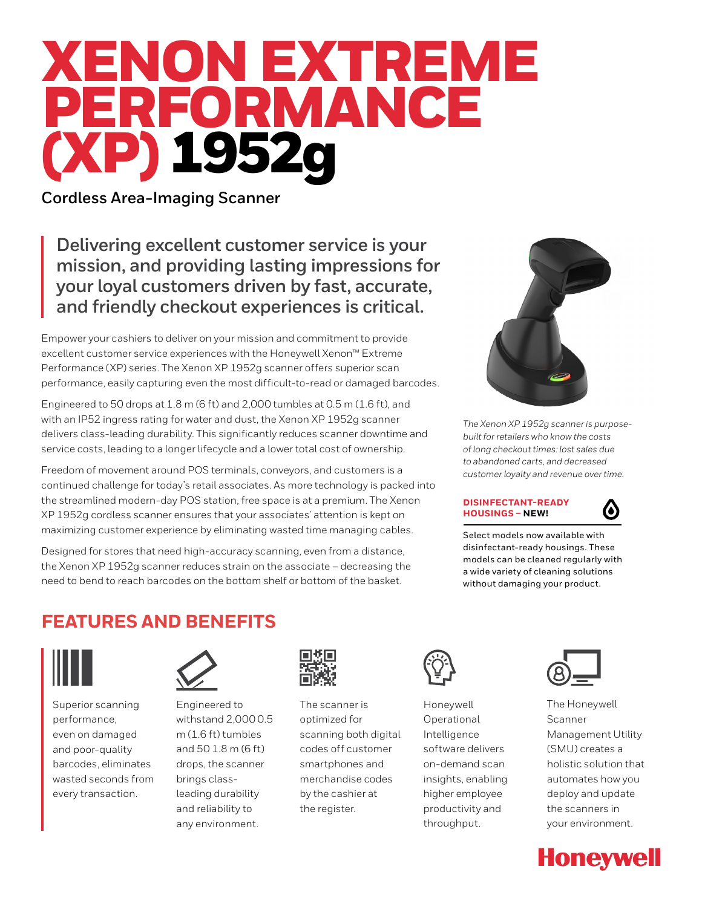# XENON EXTREME PERFORMANCE (XP) 1952g

Cordless Area-Imaging Scanner

**Delivering excellent customer service is your mission, and providing lasting impressions for your loyal customers driven by fast, accurate, and friendly checkout experiences is critical.**

Empower your cashiers to deliver on your mission and commitment to provide excellent customer service experiences with the Honeywell Xenon™ Extreme Performance (XP) series. The Xenon XP 1952g scanner offers superior scan performance, easily capturing even the most difficult-to-read or damaged barcodes.

Engineered to 50 drops at 1.8 m (6 ft) and 2,000 tumbles at 0.5 m (1.6 ft), and with an IP52 ingress rating for water and dust, the Xenon XP 1952g scanner delivers class-leading durability. This significantly reduces scanner downtime and service costs, leading to a longer lifecycle and a lower total cost of ownership.

Freedom of movement around POS terminals, conveyors, and customers is a continued challenge for today's retail associates. As more technology is packed into the streamlined modern-day POS station, free space is at a premium. The Xenon XP 1952g cordless scanner ensures that your associates' attention is kept on maximizing customer experience by eliminating wasted time managing cables.

Designed for stores that need high-accuracy scanning, even from a distance, the Xenon XP 1952g scanner reduces strain on the associate – decreasing the need to bend to reach barcodes on the bottom shelf or bottom of the basket.

*The Xenon XP 1952g scanner is purpose-built for retailers who know the costs of long checkout times: lost sales due to abandoned carts, and decreased customer loyalty and revenue over time.*

**DISINFECTANT-READY HOUSINGS – NEW!**

Select models now available with disinfectant-ready housings. These models can be cleaned regularly with a wide variety of cleaning solutions without damaging your product.

## FEATURES AND BENEFITS

- Superior scanning performance, even on damaged and poor-quality barcodes, eliminates wasted seconds from every transaction.
- Engineered to withstand 2,000 0.5 m (1.6 ft) tumbles and 50 1.8 m (6 ft) drops, the scanner brings class-leading durability and reliability to any environment.
- The scanner is optimized for scanning both digital codes off customer smartphones and merchandise codes by the cashier at the register.
- Honeywell Operational Intelligence software delivers on-demand scan insights, enabling higher employee productivity and throughput.
- The Honeywell Scanner Management Utility (SMU) creates a holistic solution that automates how you deploy and update the scanners in your environment.

Honeywell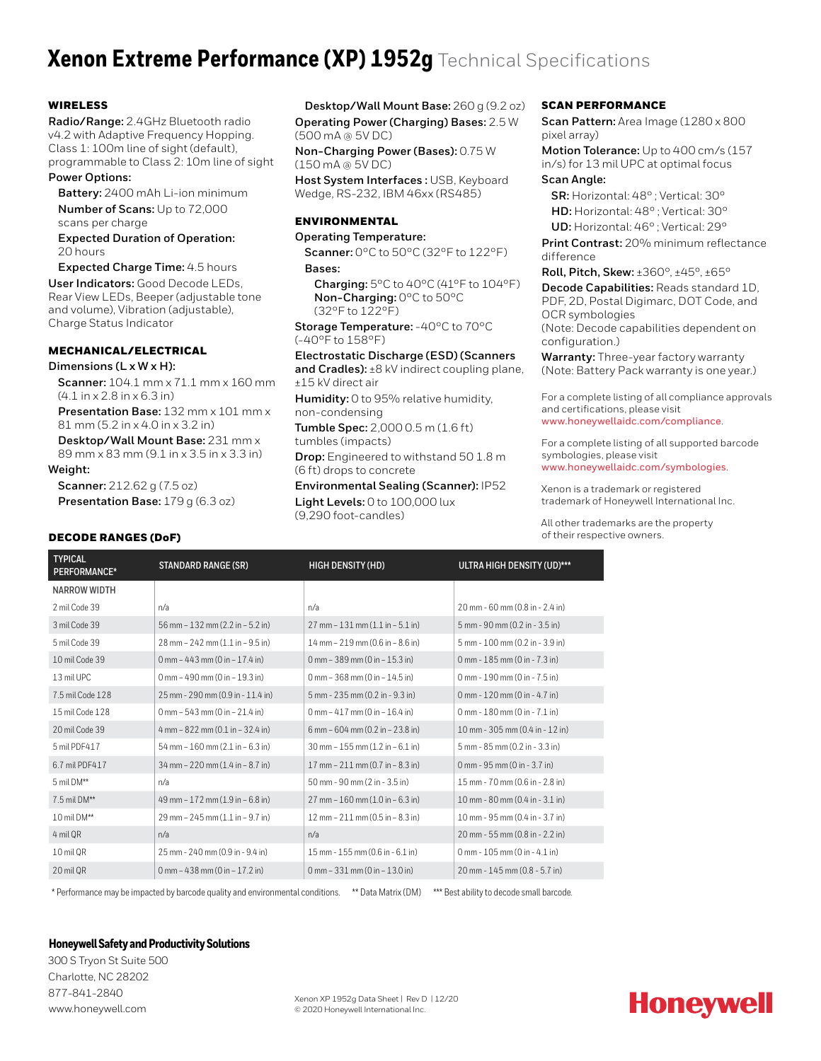# Xenon Extreme Performance (XP) 1952g Technical Specifications

## WIRELESS

**Radio/Range:** 2.4GHz Bluetooth radio v4.2 with Adaptive Frequency Hopping. Class 1: 100m line of sight (default), programmable to Class 2: 10m line of sight

**Power Options:**

- **Battery:** 2400 mAh Li-ion minimum
- **Number of Scans:** Up to 72,000 scans per charge
- **Expected Duration of Operation:** 20 hours
- **Expected Charge Time:** 4.5 hours

**User Indicators:** Good Decode LEDs, Rear View LEDs, Beeper (adjustable tone and volume), Vibration (adjustable), Charge Status Indicator

## MECHANICAL/ELECTRICAL

**Dimensions (L x W x H):**

- **Scanner:** 104.1 mm x 71.1 mm x 160 mm (4.1 in x 2.8 in x 6.3 in)
- **Presentation Base:** 132 mm x 101 mm x 81 mm (5.2 in x 4.0 in x 3.2 in)
- **Desktop/Wall Mount Base:** 231 mm x 89 mm x 83 mm (9.1 in x 3.5 in x 3.3 in)

**Weight:**

- **Scanner:** 212.62 g (7.5 oz)
- **Presentation Base:** 179 g (6.3 oz)
- **Desktop/Wall Mount Base:** 260 g (9.2 oz)

**Operating Power (Charging) Bases:** 2.5 W (500 mA @ 5V DC)

**Non-Charging Power (Bases):** 0.75 W (150 mA @ 5V DC)

**Host System Interfaces :** USB, Keyboard Wedge, RS-232, IBM 46xx (RS485)

## ENVIRONMENTAL

**Operating Temperature:**

- **Scanner:** 0°C to 50°C (32°F to 122°F)
- **Bases:**
  - **Charging:** 5°C to 40°C (41°F to 104°F)
  - **Non-Charging:** 0°C to 50°C (32°F to 122°F)

**Storage Temperature:** -40°C to 70°C (-40°F to 158°F)

**Electrostatic Discharge (ESD) (Scanners and Cradles):** ±8 kV indirect coupling plane, ±15 kV direct air

**Humidity:** 0 to 95% relative humidity, non-condensing

**Tumble Spec:** 2,000 0.5 m (1.6 ft) tumbles (impacts)

**Drop:** Engineered to withstand 50 1.8 m (6 ft) drops to concrete

**Environmental Sealing (Scanner):** IP52

**Light Levels:** 0 to 100,000 lux (9,290 foot-candles)

## SCAN PERFORMANCE

**Scan Pattern:** Area Image (1280 x 800 pixel array)

**Motion Tolerance:** Up to 400 cm/s (157 in/s) for 13 mil UPC at optimal focus

**Scan Angle:**

- **SR:** Horizontal: 48° ; Vertical: 30°
- **HD:** Horizontal: 48° ; Vertical: 30°
- **UD:** Horizontal: 46° ; Vertical: 29°

**Print Contrast:** 20% minimum reflectance difference

**Roll, Pitch, Skew:** ±360°, ±45°, ±65°

**Decode Capabilities:** Reads standard 1D, PDF, 2D, Postal Digimarc, DOT Code, and OCR symbologies
(Note: Decode capabilities dependent on configuration.)

**Warranty:** Three-year factory warranty
(Note: Battery Pack warranty is one year.)

For a complete listing of all compliance approvals and certifications, please visit www.honeywellaidc.com/compliance.

For a complete listing of all supported barcode symbologies, please visit www.honeywellaidc.com/symbologies.

Xenon is a trademark or registered trademark of Honeywell International Inc.

All other trademarks are the property of their respective owners.

## DECODE RANGES (DoF)

| TYPICAL PERFORMANCE* | STANDARD RANGE (SR) | HIGH DENSITY (HD) | ULTRA HIGH DENSITY (UD)*** |
|---|---|---|---|
| NARROW WIDTH | | | |
| 2 mil Code 39 | n/a | n/a | 20 mm - 60 mm (0.8 in - 2.4 in) |
| 3 mil Code 39 | 56 mm – 132 mm (2.2 in – 5.2 in) | 27 mm – 131 mm (1.1 in – 5.1 in) | 5 mm - 90 mm (0.2 in - 3.5 in) |
| 5 mil Code 39 | 28 mm – 242 mm (1.1 in – 9.5 in) | 14 mm – 219 mm (0.6 in – 8.6 in) | 5 mm - 100 mm (0.2 in - 3.9 in) |
| 10 mil Code 39 | 0 mm – 443 mm (0 in – 17.4 in) | 0 mm – 389 mm (0 in – 15.3 in) | 0 mm - 185 mm (0 in - 7.3 in) |
| 13 mil UPC | 0 mm – 490 mm (0 in – 19.3 in) | 0 mm – 368 mm (0 in – 14.5 in) | 0 mm - 190 mm (0 in - 7.5 in) |
| 7.5 mil Code 128 | 25 mm – 290 mm (0.9 in - 11.4 in) | 5 mm – 235 mm (0.2 in – 9.3 in) | 0 mm - 120 mm (0 in - 4.7 in) |
| 15 mil Code 128 | 0 mm – 543 mm (0 in – 21.4 in) | 0 mm – 417 mm (0 in – 16.4 in) | 0 mm - 180 mm (0 in - 7.1 in) |
| 20 mil Code 39 | 4 mm – 822 mm (0.1 in – 32.4 in) | 6 mm – 604 mm (0.2 in – 23.8 in) | 10 mm - 305 mm (0.4 in - 12 in) |
| 5 mil PDF417 | 54 mm – 160 mm (2.1 in – 6.3 in) | 30 mm – 155 mm (1.2 in – 6.1 in) | 5 mm - 85 mm (0.2 in - 3.3 in) |
| 6.7 mil PDF417 | 34 mm – 220 mm (1.4 in – 8.7 in) | 17 mm – 211 mm (0.7 in – 8.3 in) | 0 mm - 95 mm (0 in - 3.7 in) |
| 5 mil DM** | n/a | 50 mm - 90 mm (2 in - 3.5 in) | 15 mm - 70 mm (0.6 in - 2.8 in) |
| 7.5 mil DM** | 49 mm – 172 mm (1.9 in – 6.8 in) | 27 mm – 160 mm (1.0 in – 6.3 in) | 10 mm - 80 mm (0.4 in - 3.1 in) |
| 10 mil DM** | 29 mm – 245 mm (1.1 in – 9.7 in) | 12 mm – 211 mm (0.5 in – 8.3 in) | 10 mm - 95 mm (0.4 in - 3.7 in) |
| 4 mil QR | n/a | n/a | 20 mm - 55 mm (0.8 in - 2.2 in) |
| 10 mil QR | 25 mm - 240 mm (0.9 in - 9.4 in) | 15 mm - 155 mm (0.6 in - 6.1 in) | 0 mm - 105 mm (0 in - 4.1 in) |
| 20 mil QR | 0 mm – 438 mm (0 in – 17.2 in) | 0 mm – 331 mm (0 in – 13.0 in) | 20 mm - 145 mm (0.8 - 5.7 in) |

\* Performance may be impacted by barcode quality and environmental conditions. ** Data Matrix (DM) *** Best ability to decode small barcode.

**Honeywell Safety and Productivity Solutions**
300 S Tryon St Suite 500
Charlotte, NC 28202
877-841-2840
www.honeywell.com

Xenon XP 1952g Data Sheet | Rev D | 12/20
© 2020 Honeywell International Inc.

Honeywell